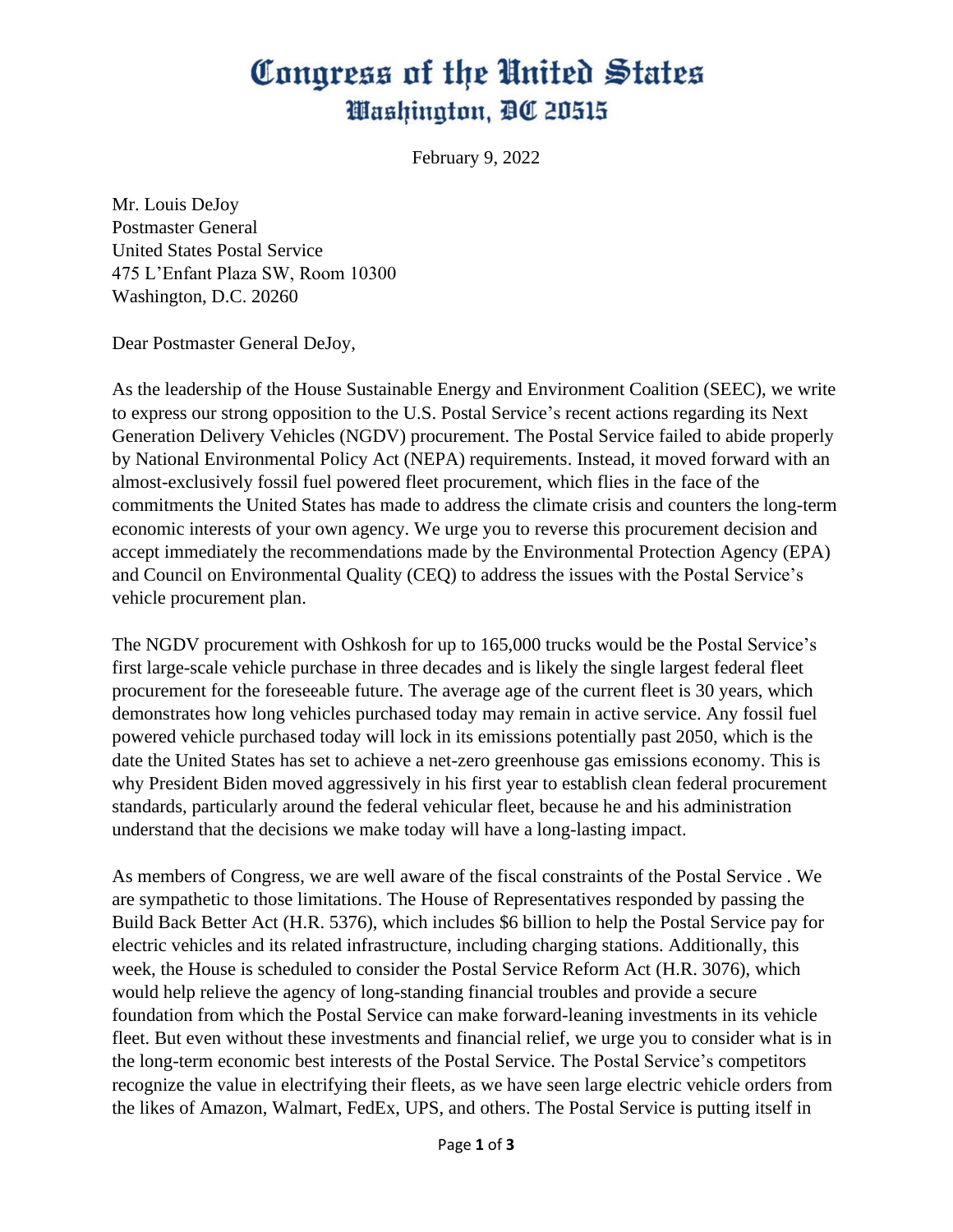# Congress of the United States
## Washington, DC 20515

February 9, 2022

Mr. Louis DeJoy
Postmaster General
United States Postal Service
475 L'Enfant Plaza SW, Room 10300
Washington, D.C. 20260

Dear Postmaster General DeJoy,

As the leadership of the House Sustainable Energy and Environment Coalition (SEEC), we write to express our strong opposition to the U.S. Postal Service's recent actions regarding its Next Generation Delivery Vehicles (NGDV) procurement. The Postal Service failed to abide properly by National Environmental Policy Act (NEPA) requirements. Instead, it moved forward with an almost-exclusively fossil fuel powered fleet procurement, which flies in the face of the commitments the United States has made to address the climate crisis and counters the long-term economic interests of your own agency. We urge you to reverse this procurement decision and accept immediately the recommendations made by the Environmental Protection Agency (EPA) and Council on Environmental Quality (CEQ) to address the issues with the Postal Service's vehicle procurement plan.

The NGDV procurement with Oshkosh for up to 165,000 trucks would be the Postal Service's first large-scale vehicle purchase in three decades and is likely the single largest federal fleet procurement for the foreseeable future. The average age of the current fleet is 30 years, which demonstrates how long vehicles purchased today may remain in active service. Any fossil fuel powered vehicle purchased today will lock in its emissions potentially past 2050, which is the date the United States has set to achieve a net-zero greenhouse gas emissions economy. This is why President Biden moved aggressively in his first year to establish clean federal procurement standards, particularly around the federal vehicular fleet, because he and his administration understand that the decisions we make today will have a long-lasting impact.

As members of Congress, we are well aware of the fiscal constraints of the Postal Service . We are sympathetic to those limitations. The House of Representatives responded by passing the Build Back Better Act (H.R. 5376), which includes $6 billion to help the Postal Service pay for electric vehicles and its related infrastructure, including charging stations. Additionally, this week, the House is scheduled to consider the Postal Service Reform Act (H.R. 3076), which would help relieve the agency of long-standing financial troubles and provide a secure foundation from which the Postal Service can make forward-leaning investments in its vehicle fleet. But even without these investments and financial relief, we urge you to consider what is in the long-term economic best interests of the Postal Service. The Postal Service's competitors recognize the value in electrifying their fleets, as we have seen large electric vehicle orders from the likes of Amazon, Walmart, FedEx, UPS, and others. The Postal Service is putting itself in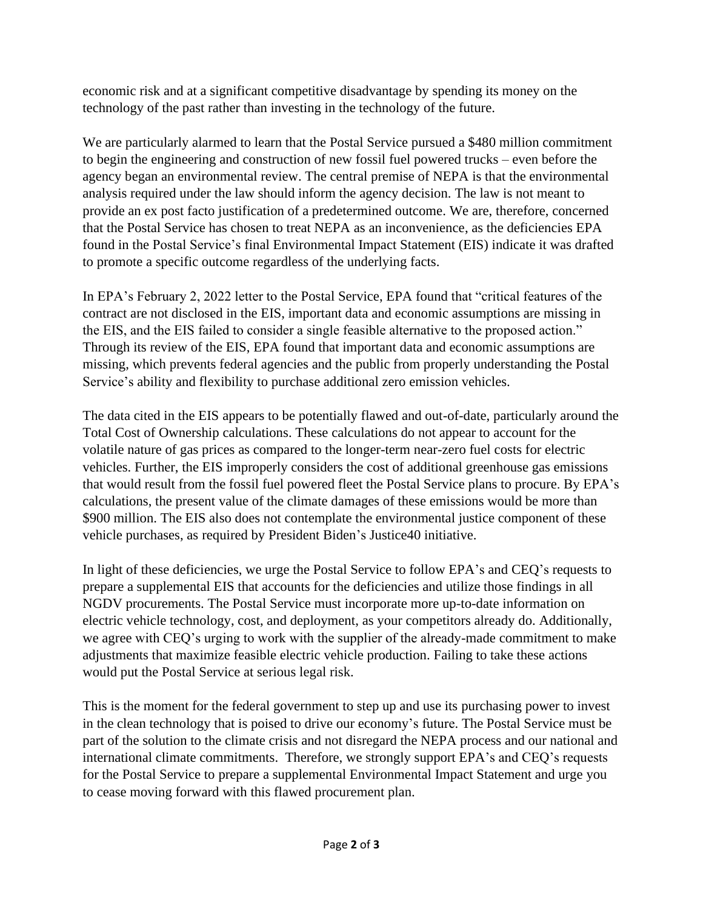economic risk and at a significant competitive disadvantage by spending its money on the technology of the past rather than investing in the technology of the future.

We are particularly alarmed to learn that the Postal Service pursued a $480 million commitment to begin the engineering and construction of new fossil fuel powered trucks – even before the agency began an environmental review. The central premise of NEPA is that the environmental analysis required under the law should inform the agency decision. The law is not meant to provide an ex post facto justification of a predetermined outcome. We are, therefore, concerned that the Postal Service has chosen to treat NEPA as an inconvenience, as the deficiencies EPA found in the Postal Service's final Environmental Impact Statement (EIS) indicate it was drafted to promote a specific outcome regardless of the underlying facts.

In EPA's February 2, 2022 letter to the Postal Service, EPA found that "critical features of the contract are not disclosed in the EIS, important data and economic assumptions are missing in the EIS, and the EIS failed to consider a single feasible alternative to the proposed action." Through its review of the EIS, EPA found that important data and economic assumptions are missing, which prevents federal agencies and the public from properly understanding the Postal Service's ability and flexibility to purchase additional zero emission vehicles.

The data cited in the EIS appears to be potentially flawed and out-of-date, particularly around the Total Cost of Ownership calculations. These calculations do not appear to account for the volatile nature of gas prices as compared to the longer-term near-zero fuel costs for electric vehicles. Further, the EIS improperly considers the cost of additional greenhouse gas emissions that would result from the fossil fuel powered fleet the Postal Service plans to procure. By EPA's calculations, the present value of the climate damages of these emissions would be more than $900 million. The EIS also does not contemplate the environmental justice component of these vehicle purchases, as required by President Biden's Justice40 initiative.

In light of these deficiencies, we urge the Postal Service to follow EPA's and CEQ's requests to prepare a supplemental EIS that accounts for the deficiencies and utilize those findings in all NGDV procurements. The Postal Service must incorporate more up-to-date information on electric vehicle technology, cost, and deployment, as your competitors already do. Additionally, we agree with CEQ's urging to work with the supplier of the already-made commitment to make adjustments that maximize feasible electric vehicle production. Failing to take these actions would put the Postal Service at serious legal risk.

This is the moment for the federal government to step up and use its purchasing power to invest in the clean technology that is poised to drive our economy's future. The Postal Service must be part of the solution to the climate crisis and not disregard the NEPA process and our national and international climate commitments. Therefore, we strongly support EPA's and CEQ's requests for the Postal Service to prepare a supplemental Environmental Impact Statement and urge you to cease moving forward with this flawed procurement plan.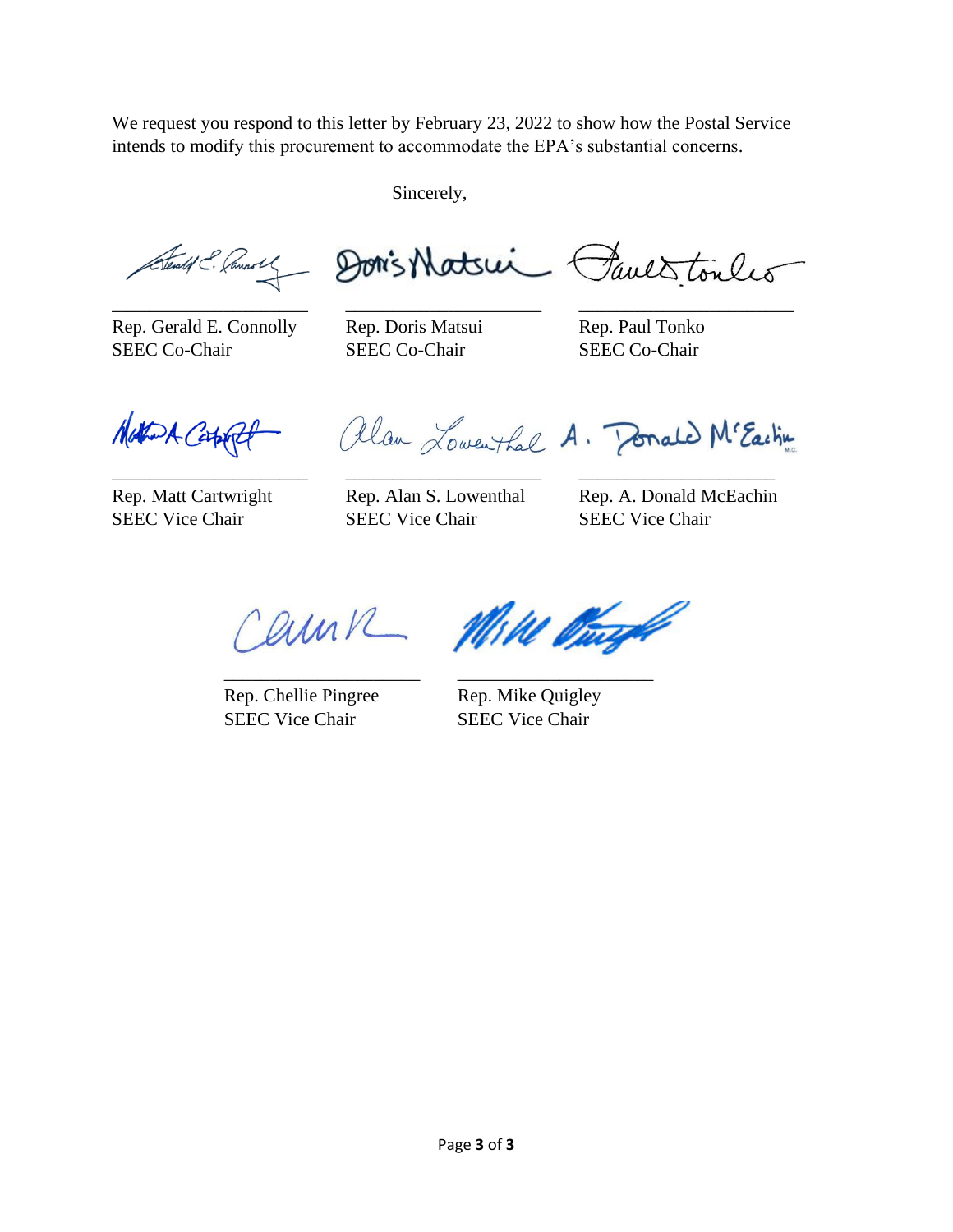We request you respond to this letter by February 23, 2022 to show how the Postal Service intends to modify this procurement to accommodate the EPA's substantial concerns.

Sincerely,

Rep. Gerald E. Connolly
SEEC Co-Chair

Rep. Doris Matsui
SEEC Co-Chair

Rep. Paul Tonko
SEEC Co-Chair

Rep. Matt Cartwright
SEEC Vice Chair

Rep. Alan S. Lowenthal
SEEC Vice Chair

Rep. A. Donald McEachin
SEEC Vice Chair

Rep. Chellie Pingree
SEEC Vice Chair

Rep. Mike Quigley
SEEC Vice Chair